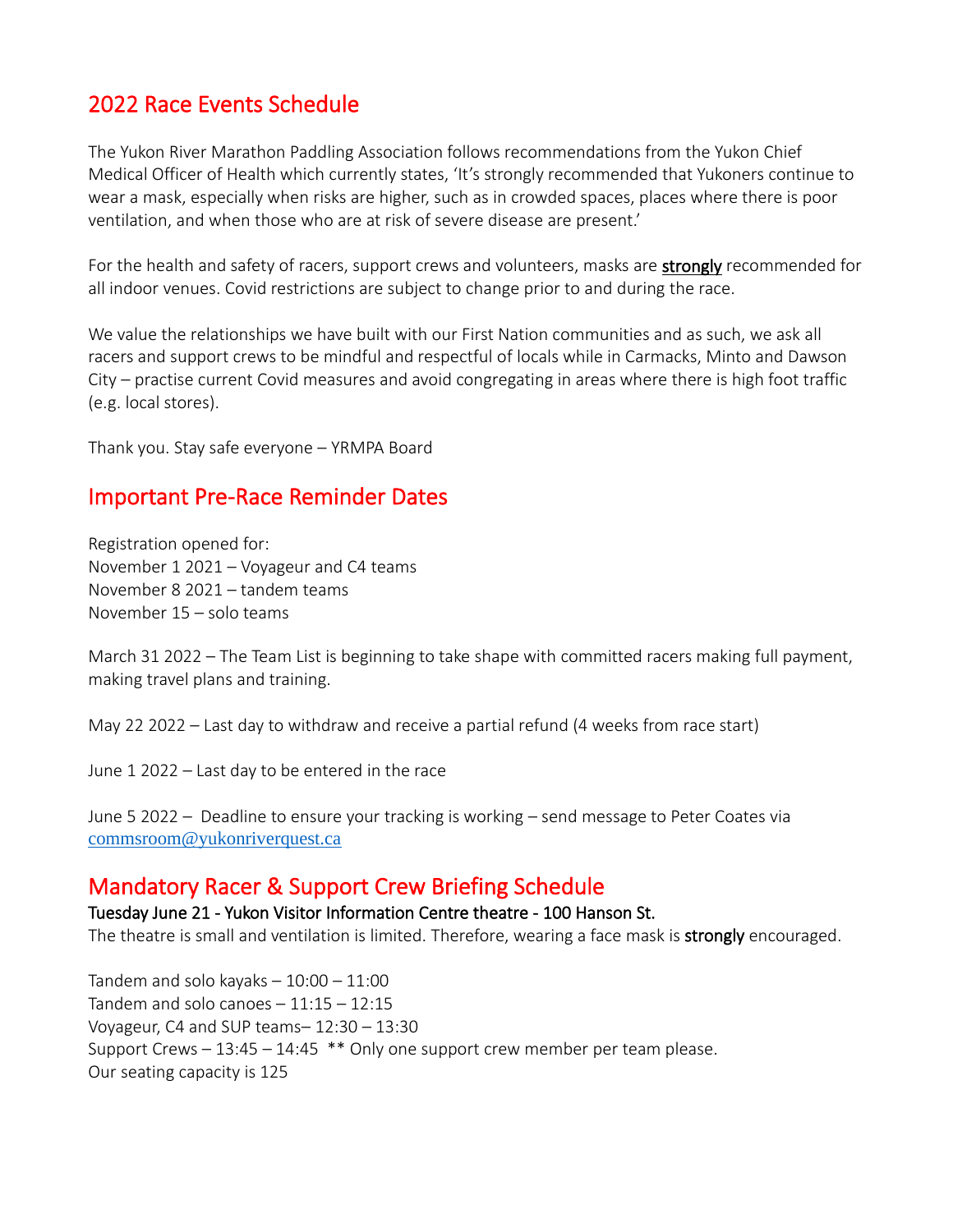## 2022 Race Events Schedule

The Yukon River Marathon Paddling Association follows recommendations from the Yukon Chief Medical Officer of Health which currently states, 'It's strongly recommended that Yukoners continue to wear a mask, especially when risks are higher, such as in crowded spaces, places where there is poor ventilation, and when those who are at risk of severe disease are present.'

For the health and safety of racers, support crews and volunteers, masks are **strongly** recommended for all indoor venues. Covid restrictions are subject to change prior to and during the race.

We value the relationships we have built with our First Nation communities and as such, we ask all racers and support crews to be mindful and respectful of locals while in Carmacks, Minto and Dawson City – practise current Covid measures and avoid congregating in areas where there is high foot traffic (e.g. local stores).

Thank you. Stay safe everyone – YRMPA Board

## Important Pre-Race Reminder Dates

Registration opened for:
November 1 2021 – Voyageur and C4 teams
November 8 2021 – tandem teams
November 15 – solo teams

March 31 2022 – The Team List is beginning to take shape with committed racers making full payment, making travel plans and training.

May 22 2022 – Last day to withdraw and receive a partial refund (4 weeks from race start)

June 1 2022 – Last day to be entered in the race

June 5 2022 – Deadline to ensure your tracking is working – send message to Peter Coates via commsroom@yukonriverquest.ca

## Mandatory Racer & Support Crew Briefing Schedule

**Tuesday June 21 - Yukon Visitor Information Centre theatre - 100 Hanson St.**
The theatre is small and ventilation is limited. Therefore, wearing a face mask is **strongly** encouraged.

Tandem and solo kayaks – 10:00 – 11:00
Tandem and solo canoes – 11:15 – 12:15
Voyageur, C4 and SUP teams– 12:30 – 13:30
Support Crews – 13:45 – 14:45 ** Only one support crew member per team please.
Our seating capacity is 125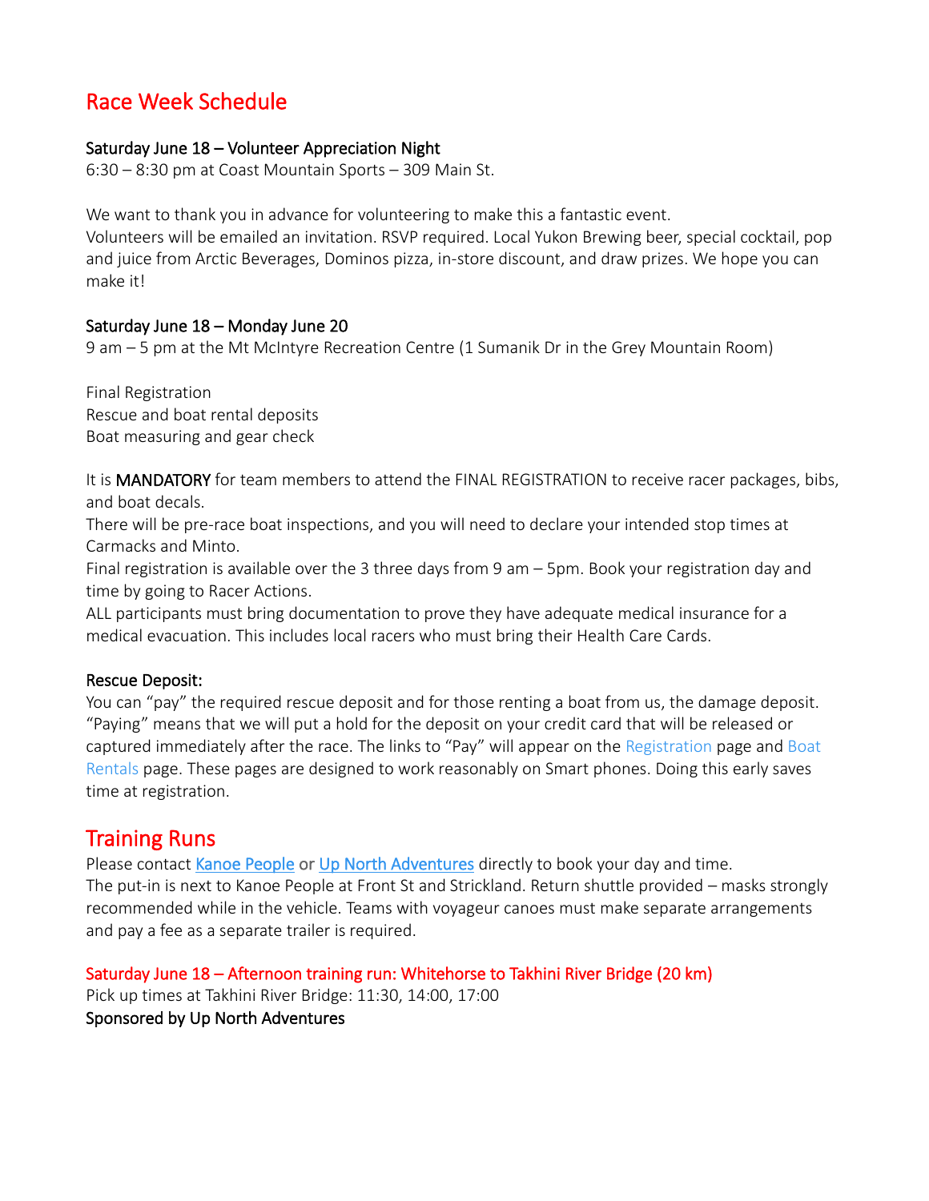## Race Week Schedule

### Saturday June 18 – Volunteer Appreciation Night

6:30 – 8:30 pm at Coast Mountain Sports – 309 Main St.

We want to thank you in advance for volunteering to make this a fantastic event.
Volunteers will be emailed an invitation. RSVP required. Local Yukon Brewing beer, special cocktail, pop and juice from Arctic Beverages, Dominos pizza, in-store discount, and draw prizes. We hope you can make it!

### Saturday June 18 – Monday June 20

9 am – 5 pm at the Mt McIntyre Recreation Centre (1 Sumanik Dr in the Grey Mountain Room)

Final Registration
Rescue and boat rental deposits
Boat measuring and gear check

It is **MANDATORY** for team members to attend the FINAL REGISTRATION to receive racer packages, bibs, and boat decals.
There will be pre-race boat inspections, and you will need to declare your intended stop times at Carmacks and Minto.
Final registration is available over the 3 three days from 9 am – 5pm. Book your registration day and time by going to Racer Actions.
ALL participants must bring documentation to prove they have adequate medical insurance for a medical evacuation. This includes local racers who must bring their Health Care Cards.

### Rescue Deposit:

You can "pay" the required rescue deposit and for those renting a boat from us, the damage deposit. "Paying" means that we will put a hold for the deposit on your credit card that will be released or captured immediately after the race. The links to "Pay" will appear on the Registration page and Boat Rentals page. These pages are designed to work reasonably on Smart phones. Doing this early saves time at registration.

## Training Runs

Please contact Kanoe People or Up North Adventures directly to book your day and time.
The put-in is next to Kanoe People at Front St and Strickland. Return shuttle provided – masks strongly recommended while in the vehicle. Teams with voyageur canoes must make separate arrangements and pay a fee as a separate trailer is required.

### Saturday June 18 – Afternoon training run: Whitehorse to Takhini River Bridge (20 km)

Pick up times at Takhini River Bridge: 11:30, 14:00, 17:00
**Sponsored by Up North Adventures**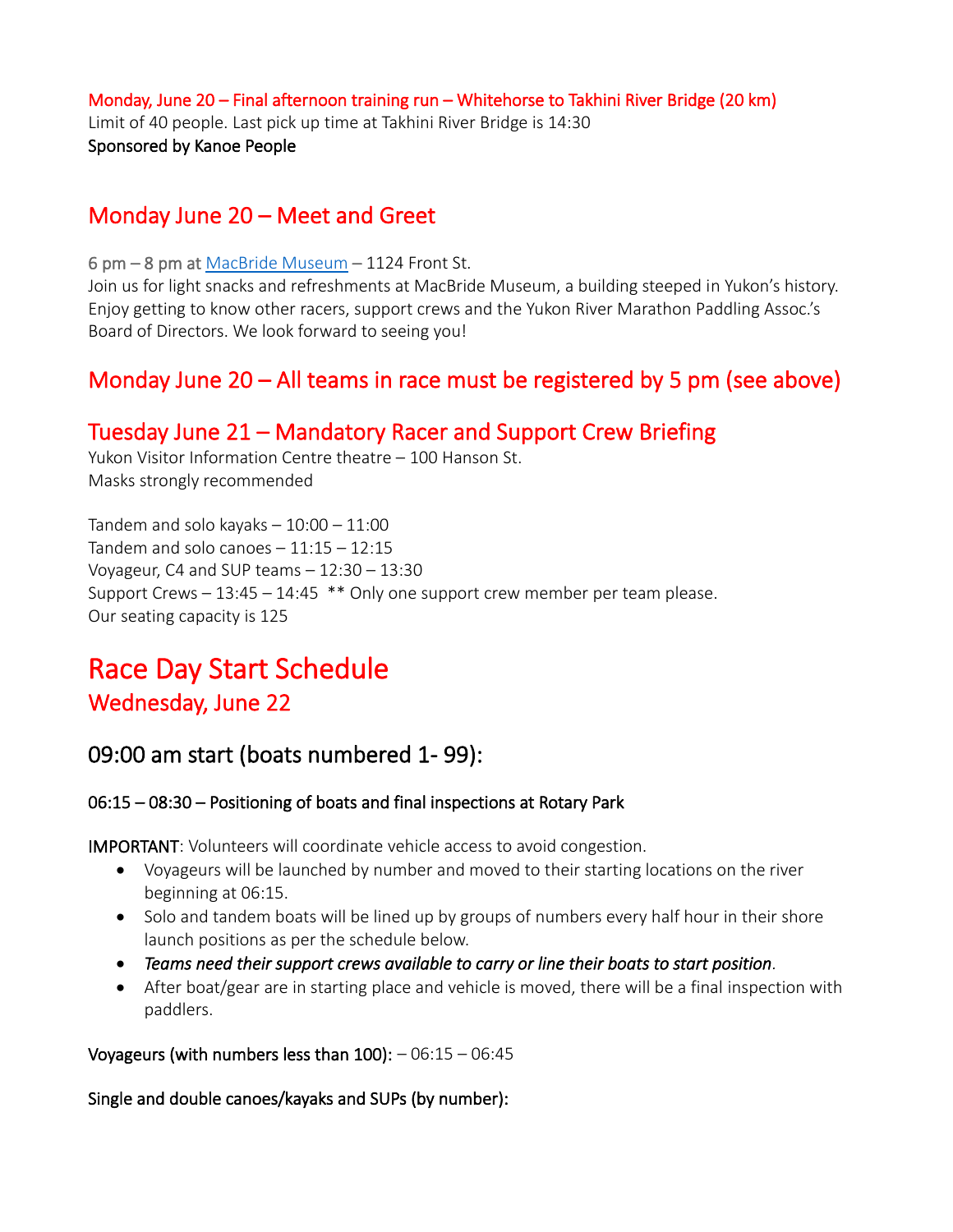**Monday, June 20 – Final afternoon training run – Whitehorse to Takhini River Bridge (20 km)**
Limit of 40 people. Last pick up time at Takhini River Bridge is 14:30
Sponsored by Kanoe People

## Monday June 20 – Meet and Greet

6 pm – 8 pm at [MacBride Museum]() – 1124 Front St.
Join us for light snacks and refreshments at MacBride Museum, a building steeped in Yukon's history. Enjoy getting to know other racers, support crews and the Yukon River Marathon Paddling Assoc.'s Board of Directors. We look forward to seeing you!

## Monday June 20 – All teams in race must be registered by 5 pm (see above)

## Tuesday June 21 – Mandatory Racer and Support Crew Briefing

Yukon Visitor Information Centre theatre – 100 Hanson St.
Masks strongly recommended

Tandem and solo kayaks – 10:00 – 11:00
Tandem and solo canoes – 11:15 – 12:15
Voyageur, C4 and SUP teams – 12:30 – 13:30
Support Crews – 13:45 – 14:45 ** Only one support crew member per team please.
Our seating capacity is 125

# Race Day Start Schedule

## Wednesday, June 22

## 09:00 am start (boats numbered 1- 99):

**06:15 – 08:30 – Positioning of boats and final inspections at Rotary Park**

**IMPORTANT**: Volunteers will coordinate vehicle access to avoid congestion.

- Voyageurs will be launched by number and moved to their starting locations on the river beginning at 06:15.
- Solo and tandem boats will be lined up by groups of numbers every half hour in their shore launch positions as per the schedule below.
- ***Teams need their support crews available to carry or line their boats to start position.***
- After boat/gear are in starting place and vehicle is moved, there will be a final inspection with paddlers.

**Voyageurs (with numbers less than 100):** – 06:15 – 06:45

**Single and double canoes/kayaks and SUPs (by number):**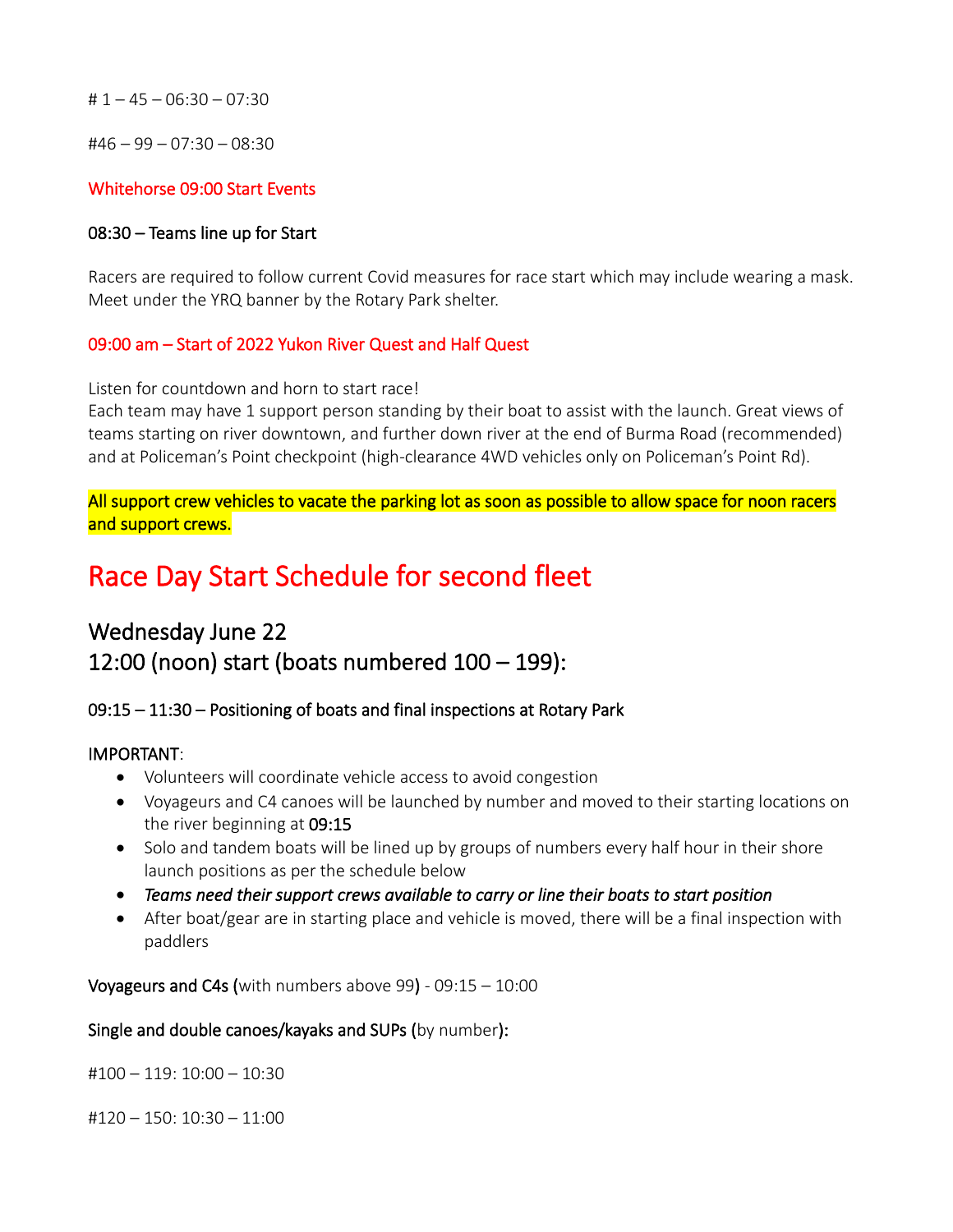# 1 – 45 – 06:30 – 07:30

#46 – 99 – 07:30 – 08:30

Whitehorse 09:00 Start Events

08:30 – Teams line up for Start

Racers are required to follow current Covid measures for race start which may include wearing a mask. Meet under the YRQ banner by the Rotary Park shelter.

09:00 am – Start of 2022 Yukon River Quest and Half Quest

Listen for countdown and horn to start race!
Each team may have 1 support person standing by their boat to assist with the launch. Great views of teams starting on river downtown, and further down river at the end of Burma Road (recommended) and at Policeman's Point checkpoint (high-clearance 4WD vehicles only on Policeman's Point Rd).

**All support crew vehicles to vacate the parking lot as soon as possible to allow space for noon racers and support crews.**

# Race Day Start Schedule for second fleet

## Wednesday June 22
## 12:00 (noon) start (boats numbered 100 – 199):

09:15 – 11:30 – Positioning of boats and final inspections at Rotary Park

IMPORTANT:

- Volunteers will coordinate vehicle access to avoid congestion
- Voyageurs and C4 canoes will be launched by number and moved to their starting locations on the river beginning at 09:15
- Solo and tandem boats will be lined up by groups of numbers every half hour in their shore launch positions as per the schedule below
- *Teams need their support crews available to carry or line their boats to start position*
- After boat/gear are in starting place and vehicle is moved, there will be a final inspection with paddlers

Voyageurs and C4s (with numbers above 99) - 09:15 – 10:00

Single and double canoes/kayaks and SUPs (by number):

#100 – 119: 10:00 – 10:30

#120 – 150: 10:30 – 11:00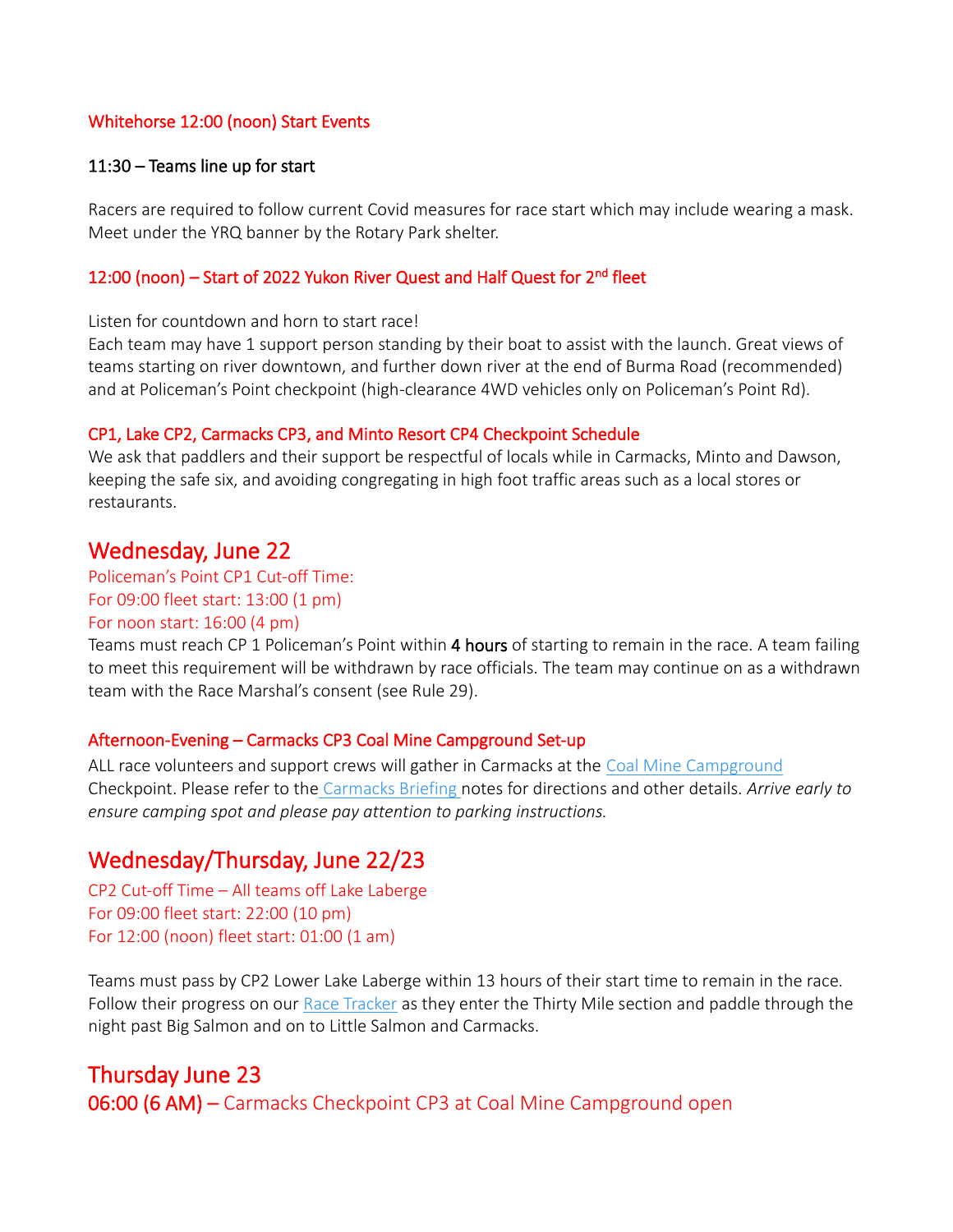### Whitehorse 12:00 (noon) Start Events

11:30 – Teams line up for start

Racers are required to follow current Covid measures for race start which may include wearing a mask. Meet under the YRQ banner by the Rotary Park shelter.

### 12:00 (noon) – Start of 2022 Yukon River Quest and Half Quest for 2nd fleet

Listen for countdown and horn to start race!
Each team may have 1 support person standing by their boat to assist with the launch. Great views of teams starting on river downtown, and further down river at the end of Burma Road (recommended) and at Policeman's Point checkpoint (high-clearance 4WD vehicles only on Policeman's Point Rd).

### CP1, Lake CP2, Carmacks CP3, and Minto Resort CP4 Checkpoint Schedule

We ask that paddlers and their support be respectful of locals while in Carmacks, Minto and Dawson, keeping the safe six, and avoiding congregating in high foot traffic areas such as a local stores or restaurants.

## Wednesday, June 22

Policeman's Point CP1 Cut-off Time:
For 09:00 fleet start: 13:00 (1 pm)
For noon start: 16:00 (4 pm)

Teams must reach CP 1 Policeman's Point within 4 hours of starting to remain in the race. A team failing to meet this requirement will be withdrawn by race officials. The team may continue on as a withdrawn team with the Race Marshal's consent (see Rule 29).

### Afternoon-Evening – Carmacks CP3 Coal Mine Campground Set-up

ALL race volunteers and support crews will gather in Carmacks at the Coal Mine Campground Checkpoint. Please refer to the Carmacks Briefing notes for directions and other details. *Arrive early to ensure camping spot and please pay attention to parking instructions.*

## Wednesday/Thursday, June 22/23

CP2 Cut-off Time – All teams off Lake Laberge
For 09:00 fleet start: 22:00 (10 pm)
For 12:00 (noon) fleet start: 01:00 (1 am)

Teams must pass by CP2 Lower Lake Laberge within 13 hours of their start time to remain in the race. Follow their progress on our Race Tracker as they enter the Thirty Mile section and paddle through the night past Big Salmon and on to Little Salmon and Carmacks.

## Thursday June 23

**06:00 (6 AM)** – Carmacks Checkpoint CP3 at Coal Mine Campground open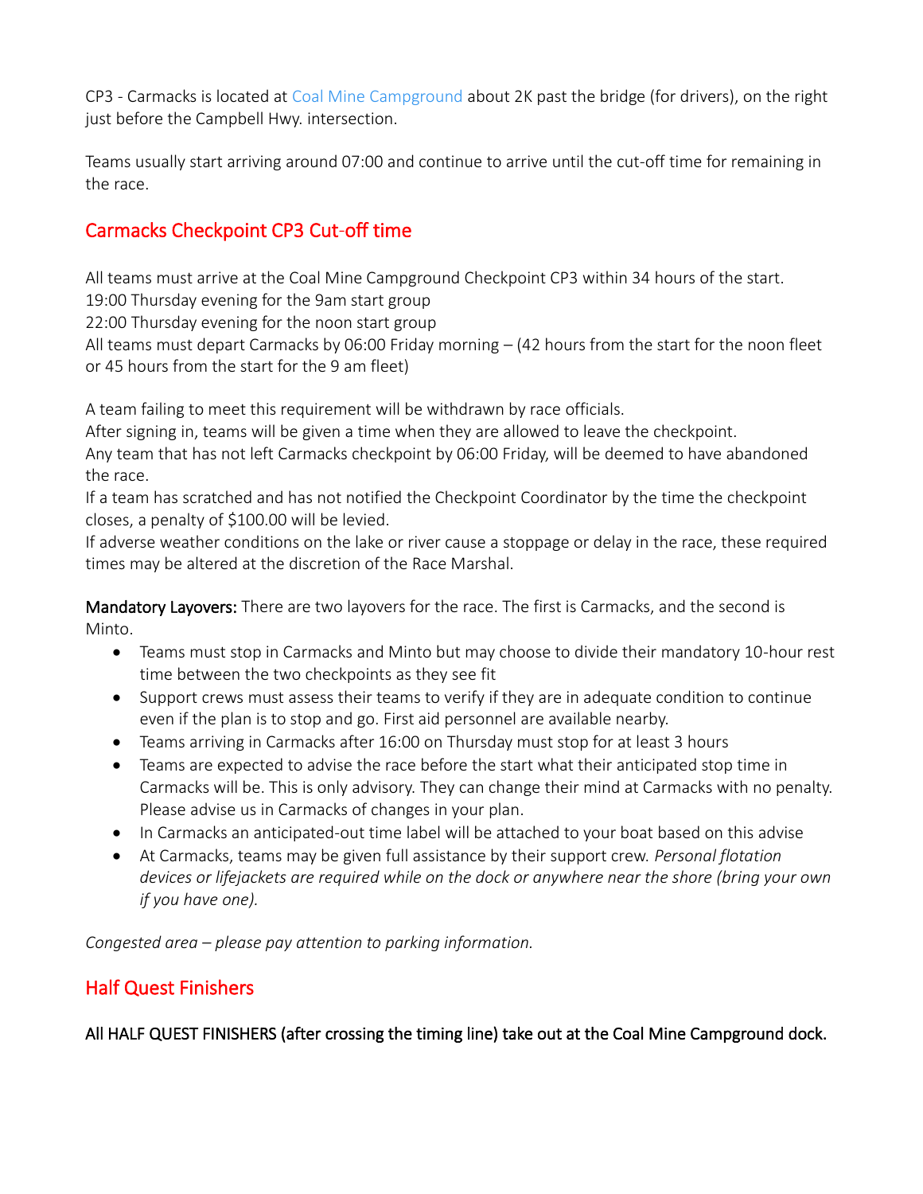CP3 - Carmacks is located at Coal Mine Campground about 2K past the bridge (for drivers), on the right just before the Campbell Hwy. intersection.

Teams usually start arriving around 07:00 and continue to arrive until the cut-off time for remaining in the race.

## Carmacks Checkpoint CP3 Cut-off time

All teams must arrive at the Coal Mine Campground Checkpoint CP3 within 34 hours of the start.
19:00 Thursday evening for the 9am start group
22:00 Thursday evening for the noon start group
All teams must depart Carmacks by 06:00 Friday morning – (42 hours from the start for the noon fleet or 45 hours from the start for the 9 am fleet)

A team failing to meet this requirement will be withdrawn by race officials.
After signing in, teams will be given a time when they are allowed to leave the checkpoint.
Any team that has not left Carmacks checkpoint by 06:00 Friday, will be deemed to have abandoned the race.
If a team has scratched and has not notified the Checkpoint Coordinator by the time the checkpoint closes, a penalty of $100.00 will be levied.
If adverse weather conditions on the lake or river cause a stoppage or delay in the race, these required times may be altered at the discretion of the Race Marshal.

**Mandatory Layovers:** There are two layovers for the race. The first is Carmacks, and the second is Minto.

- Teams must stop in Carmacks and Minto but may choose to divide their mandatory 10-hour rest time between the two checkpoints as they see fit
- Support crews must assess their teams to verify if they are in adequate condition to continue even if the plan is to stop and go. First aid personnel are available nearby.
- Teams arriving in Carmacks after 16:00 on Thursday must stop for at least 3 hours
- Teams are expected to advise the race before the start what their anticipated stop time in Carmacks will be. This is only advisory. They can change their mind at Carmacks with no penalty. Please advise us in Carmacks of changes in your plan.
- In Carmacks an anticipated-out time label will be attached to your boat based on this advise
- At Carmacks, teams may be given full assistance by their support crew. *Personal flotation devices or lifejackets are required while on the dock or anywhere near the shore (bring your own if you have one).*

*Congested area – please pay attention to parking information.*

## Half Quest Finishers

**All HALF QUEST FINISHERS (after crossing the timing line) take out at the Coal Mine Campground dock.**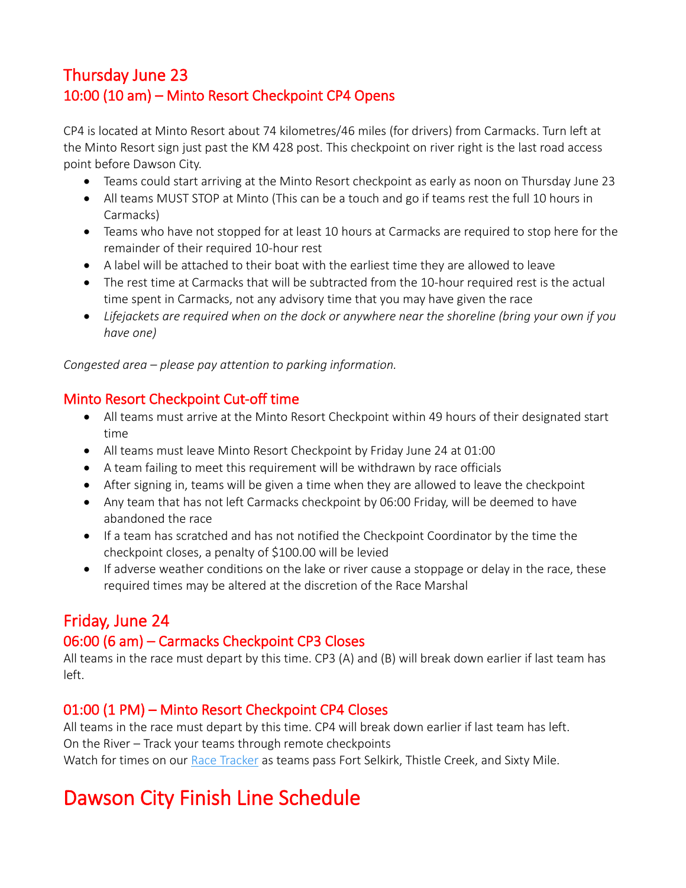## Thursday June 23

### 10:00 (10 am) – Minto Resort Checkpoint CP4 Opens

CP4 is located at Minto Resort about 74 kilometres/46 miles (for drivers) from Carmacks. Turn left at the Minto Resort sign just past the KM 428 post. This checkpoint on river right is the last road access point before Dawson City.

- Teams could start arriving at the Minto Resort checkpoint as early as noon on Thursday June 23
- All teams MUST STOP at Minto (This can be a touch and go if teams rest the full 10 hours in Carmacks)
- Teams who have not stopped for at least 10 hours at Carmacks are required to stop here for the remainder of their required 10-hour rest
- A label will be attached to their boat with the earliest time they are allowed to leave
- The rest time at Carmacks that will be subtracted from the 10-hour required rest is the actual time spent in Carmacks, not any advisory time that you may have given the race
- *Lifejackets are required when on the dock or anywhere near the shoreline (bring your own if you have one)*

*Congested area – please pay attention to parking information.*

### Minto Resort Checkpoint Cut-off time

- All teams must arrive at the Minto Resort Checkpoint within 49 hours of their designated start time
- All teams must leave Minto Resort Checkpoint by Friday June 24 at 01:00
- A team failing to meet this requirement will be withdrawn by race officials
- After signing in, teams will be given a time when they are allowed to leave the checkpoint
- Any team that has not left Carmacks checkpoint by 06:00 Friday, will be deemed to have abandoned the race
- If a team has scratched and has not notified the Checkpoint Coordinator by the time the checkpoint closes, a penalty of $100.00 will be levied
- If adverse weather conditions on the lake or river cause a stoppage or delay in the race, these required times may be altered at the discretion of the Race Marshal

## Friday, June 24

### 06:00 (6 am) – Carmacks Checkpoint CP3 Closes

All teams in the race must depart by this time. CP3 (A) and (B) will break down earlier if last team has left.

### 01:00 (1 PM) – Minto Resort Checkpoint CP4 Closes

All teams in the race must depart by this time. CP4 will break down earlier if last team has left.
On the River – Track your teams through remote checkpoints
Watch for times on our Race Tracker as teams pass Fort Selkirk, Thistle Creek, and Sixty Mile.

# Dawson City Finish Line Schedule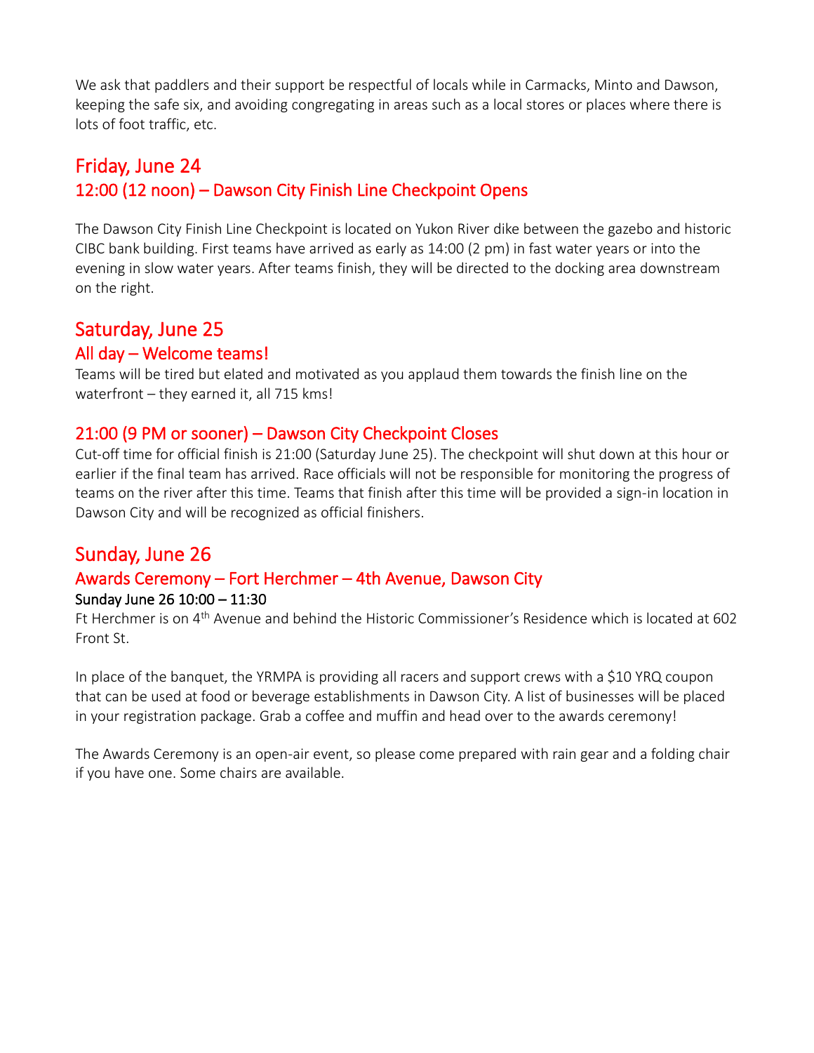We ask that paddlers and their support be respectful of locals while in Carmacks, Minto and Dawson, keeping the safe six, and avoiding congregating in areas such as a local stores or places where there is lots of foot traffic, etc.

## Friday, June 24

### 12:00 (12 noon) – Dawson City Finish Line Checkpoint Opens

The Dawson City Finish Line Checkpoint is located on Yukon River dike between the gazebo and historic CIBC bank building. First teams have arrived as early as 14:00 (2 pm) in fast water years or into the evening in slow water years. After teams finish, they will be directed to the docking area downstream on the right.

## Saturday, June 25

### All day – Welcome teams!

Teams will be tired but elated and motivated as you applaud them towards the finish line on the waterfront – they earned it, all 715 kms!

### 21:00 (9 PM or sooner) – Dawson City Checkpoint Closes

Cut-off time for official finish is 21:00 (Saturday June 25). The checkpoint will shut down at this hour or earlier if the final team has arrived. Race officials will not be responsible for monitoring the progress of teams on the river after this time. Teams that finish after this time will be provided a sign-in location in Dawson City and will be recognized as official finishers.

## Sunday, June 26

### Awards Ceremony – Fort Herchmer – 4th Avenue, Dawson City

Sunday June 26 10:00 – 11:30

Ft Herchmer is on 4th Avenue and behind the Historic Commissioner's Residence which is located at 602 Front St.

In place of the banquet, the YRMPA is providing all racers and support crews with a $10 YRQ coupon that can be used at food or beverage establishments in Dawson City. A list of businesses will be placed in your registration package. Grab a coffee and muffin and head over to the awards ceremony!

The Awards Ceremony is an open-air event, so please come prepared with rain gear and a folding chair if you have one. Some chairs are available.